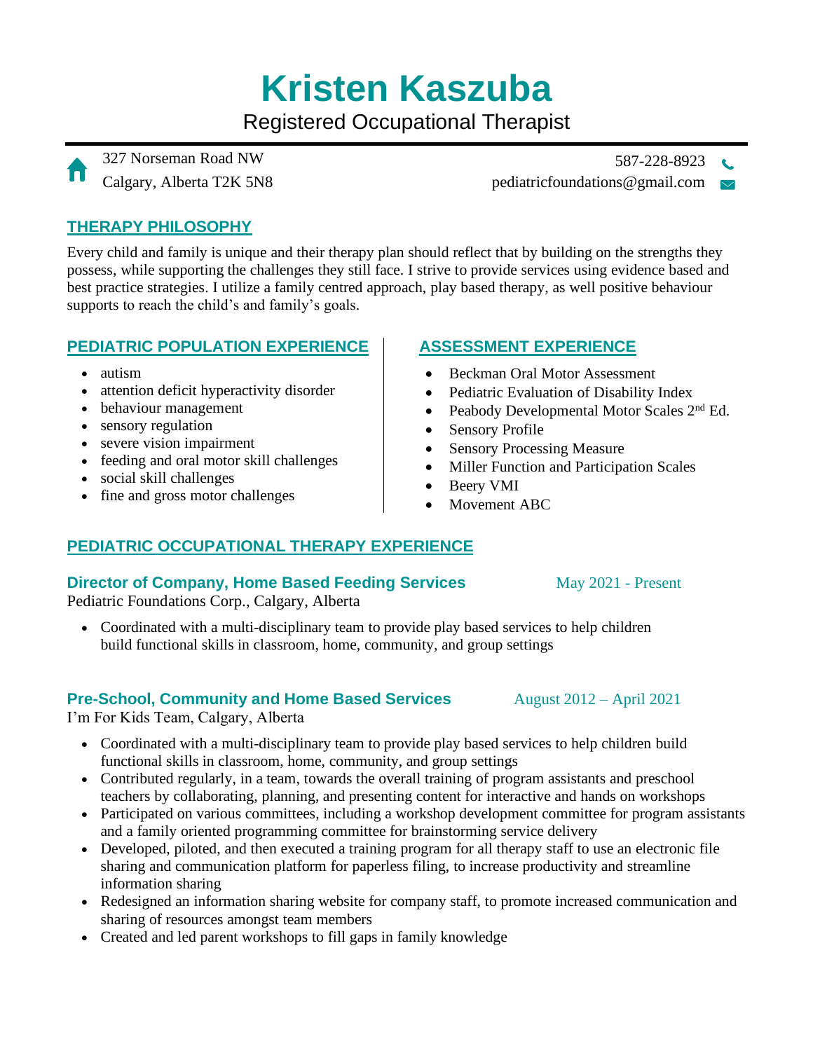# Kristen Kaszuba

Registered Occupational Therapist

327 Norseman Road NW
Calgary, Alberta T2K 5N8

587-228-8923
pediatricfoundations@gmail.com

## THERAPY PHILOSOPHY

Every child and family is unique and their therapy plan should reflect that by building on the strengths they possess, while supporting the challenges they still face. I strive to provide services using evidence based and best practice strategies. I utilize a family centred approach, play based therapy, as well positive behaviour supports to reach the child's and family's goals.

## PEDIATRIC POPULATION EXPERIENCE

- autism
- attention deficit hyperactivity disorder
- behaviour management
- sensory regulation
- severe vision impairment
- feeding and oral motor skill challenges
- social skill challenges
- fine and gross motor challenges

## ASSESSMENT EXPERIENCE

- Beckman Oral Motor Assessment
- Pediatric Evaluation of Disability Index
- Peabody Developmental Motor Scales 2nd Ed.
- Sensory Profile
- Sensory Processing Measure
- Miller Function and Participation Scales
- Beery VMI
- Movement ABC

## PEDIATRIC OCCUPATIONAL THERAPY EXPERIENCE

### Director of Company, Home Based Feeding Services — May 2021 - Present

Pediatric Foundations Corp., Calgary, Alberta

- Coordinated with a multi-disciplinary team to provide play based services to help children build functional skills in classroom, home, community, and group settings

### Pre-School, Community and Home Based Services — August 2012 – April 2021

I'm For Kids Team, Calgary, Alberta

- Coordinated with a multi-disciplinary team to provide play based services to help children build functional skills in classroom, home, community, and group settings
- Contributed regularly, in a team, towards the overall training of program assistants and preschool teachers by collaborating, planning, and presenting content for interactive and hands on workshops
- Participated on various committees, including a workshop development committee for program assistants and a family oriented programming committee for brainstorming service delivery
- Developed, piloted, and then executed a training program for all therapy staff to use an electronic file sharing and communication platform for paperless filing, to increase productivity and streamline information sharing
- Redesigned an information sharing website for company staff, to promote increased communication and sharing of resources amongst team members
- Created and led parent workshops to fill gaps in family knowledge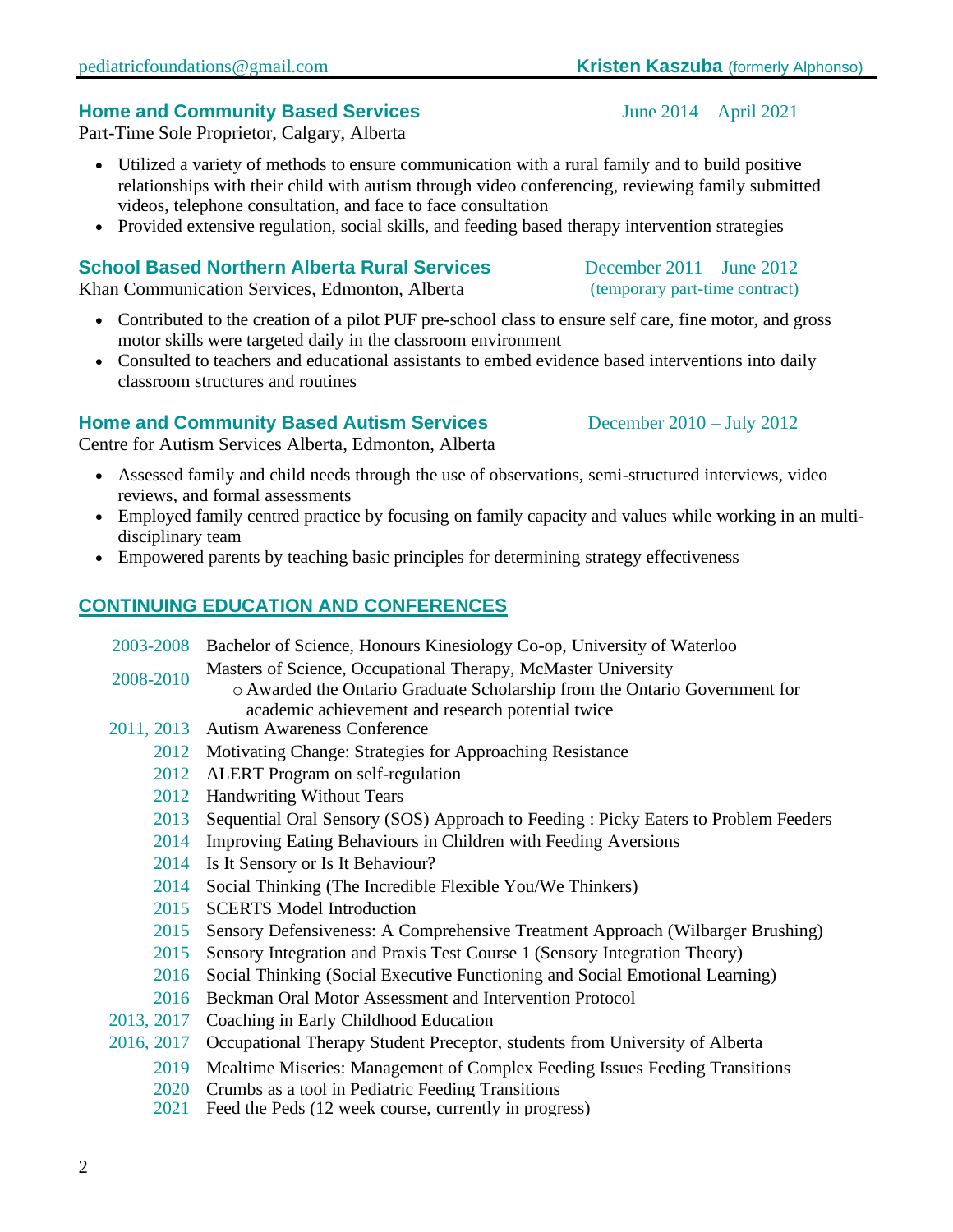### Home and Community Based Services

June 2014 – April 2021

Part-Time Sole Proprietor, Calgary, Alberta

- Utilized a variety of methods to ensure communication with a rural family and to build positive relationships with their child with autism through video conferencing, reviewing family submitted videos, telephone consultation, and face to face consultation
- Provided extensive regulation, social skills, and feeding based therapy intervention strategies

### School Based Northern Alberta Rural Services

December 2011 – June 2012

Khan Communication Services, Edmonton, Alberta (temporary part-time contract)

- Contributed to the creation of a pilot PUF pre-school class to ensure self care, fine motor, and gross motor skills were targeted daily in the classroom environment
- Consulted to teachers and educational assistants to embed evidence based interventions into daily classroom structures and routines

### Home and Community Based Autism Services

December 2010 – July 2012

Centre for Autism Services Alberta, Edmonton, Alberta

- Assessed family and child needs through the use of observations, semi-structured interviews, video reviews, and formal assessments
- Employed family centred practice by focusing on family capacity and values while working in an multi-disciplinary team
- Empowered parents by teaching basic principles for determining strategy effectiveness

## CONTINUING EDUCATION AND CONFERENCES

| | |
|---|---|
| 2003-2008 | Bachelor of Science, Honours Kinesiology Co-op, University of Waterloo |
| 2008-2010 | Masters of Science, Occupational Therapy, McMaster University<br>o Awarded the Ontario Graduate Scholarship from the Ontario Government for academic achievement and research potential twice |
| 2011, 2013 | Autism Awareness Conference |
| 2012 | Motivating Change: Strategies for Approaching Resistance |
| 2012 | ALERT Program on self-regulation |
| 2012 | Handwriting Without Tears |
| 2013 | Sequential Oral Sensory (SOS) Approach to Feeding : Picky Eaters to Problem Feeders |
| 2014 | Improving Eating Behaviours in Children with Feeding Aversions |
| 2014 | Is It Sensory or Is It Behaviour? |
| 2014 | Social Thinking (The Incredible Flexible You/We Thinkers) |
| 2015 | SCERTS Model Introduction |
| 2015 | Sensory Defensiveness: A Comprehensive Treatment Approach (Wilbarger Brushing) |
| 2015 | Sensory Integration and Praxis Test Course 1 (Sensory Integration Theory) |
| 2016 | Social Thinking (Social Executive Functioning and Social Emotional Learning) |
| 2016 | Beckman Oral Motor Assessment and Intervention Protocol |
| 2013, 2017 | Coaching in Early Childhood Education |
| 2016, 2017 | Occupational Therapy Student Preceptor, students from University of Alberta |
| 2019 | Mealtime Miseries: Management of Complex Feeding Issues Feeding Transitions |
| 2020 | Crumbs as a tool in Pediatric Feeding Transitions |
| 2021 | Feed the Peds (12 week course, currently in progress) |